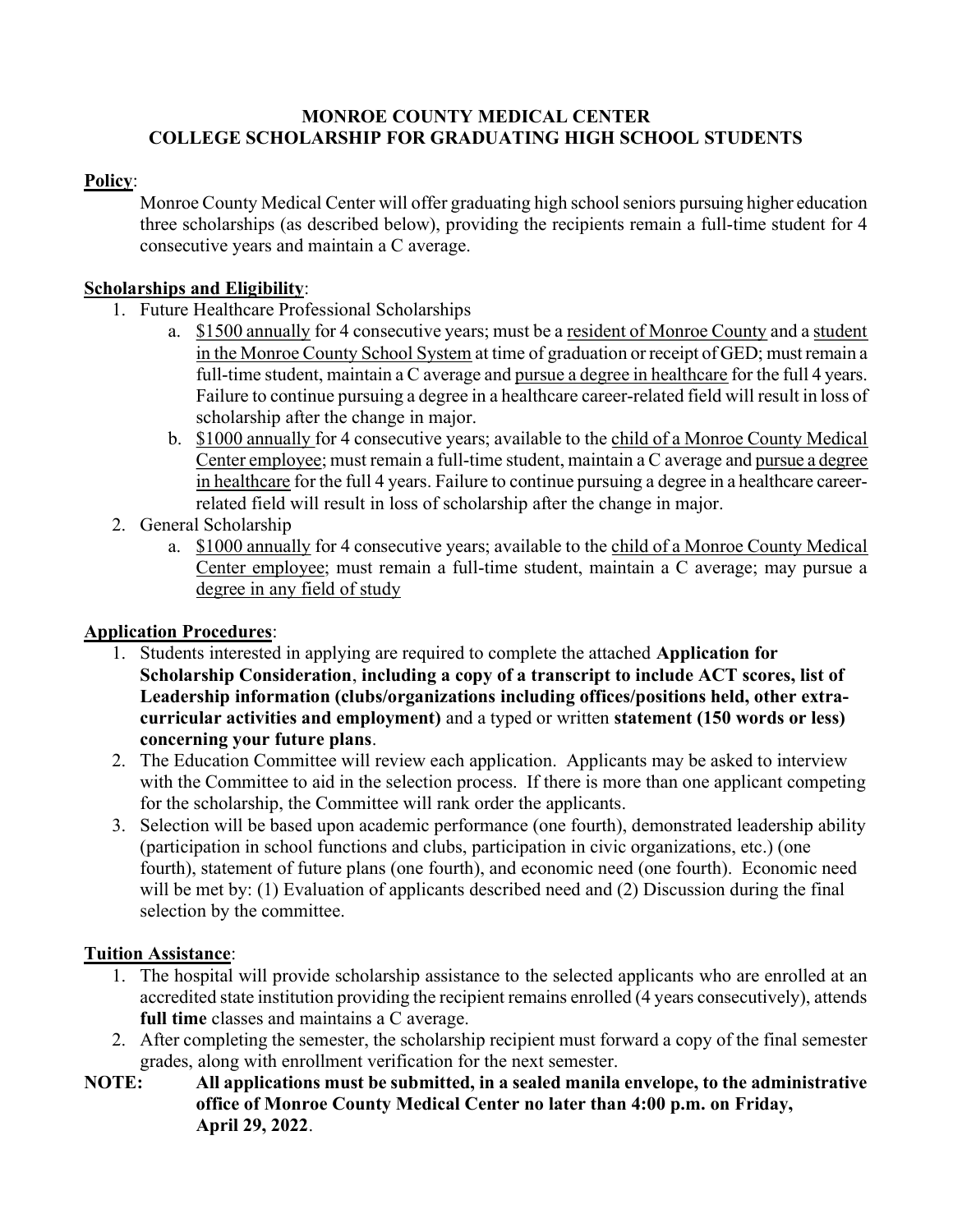# MONROE COUNTY MEDICAL CENTER
## COLLEGE SCHOLARSHIP FOR GRADUATING HIGH SCHOOL STUDENTS

**Policy**:

Monroe County Medical Center will offer graduating high school seniors pursuing higher education three scholarships (as described below), providing the recipients remain a full-time student for 4 consecutive years and maintain a C average.

**Scholarships and Eligibility**:

1. Future Healthcare Professional Scholarships
   a. $1500 annually for 4 consecutive years; must be a resident of Monroe County and a student in the Monroe County School System at time of graduation or receipt of GED; must remain a full-time student, maintain a C average and pursue a degree in healthcare for the full 4 years. Failure to continue pursuing a degree in a healthcare career-related field will result in loss of scholarship after the change in major.
   b. $1000 annually for 4 consecutive years; available to the child of a Monroe County Medical Center employee; must remain a full-time student, maintain a C average and pursue a degree in healthcare for the full 4 years. Failure to continue pursuing a degree in a healthcare career-related field will result in loss of scholarship after the change in major.
2. General Scholarship
   a. $1000 annually for 4 consecutive years; available to the child of a Monroe County Medical Center employee; must remain a full-time student, maintain a C average; may pursue a degree in any field of study

**Application Procedures**:

1. Students interested in applying are required to complete the attached **Application for Scholarship Consideration**, **including a copy of a transcript to include ACT scores, list of Leadership information (clubs/organizations including offices/positions held, other extra-curricular activities and employment)** and a typed or written **statement (150 words or less) concerning your future plans**.
2. The Education Committee will review each application. Applicants may be asked to interview with the Committee to aid in the selection process. If there is more than one applicant competing for the scholarship, the Committee will rank order the applicants.
3. Selection will be based upon academic performance (one fourth), demonstrated leadership ability (participation in school functions and clubs, participation in civic organizations, etc.) (one fourth), statement of future plans (one fourth), and economic need (one fourth). Economic need will be met by: (1) Evaluation of applicants described need and (2) Discussion during the final selection by the committee.

**Tuition Assistance**:

1. The hospital will provide scholarship assistance to the selected applicants who are enrolled at an accredited state institution providing the recipient remains enrolled (4 years consecutively), attends **full time** classes and maintains a C average.
2. After completing the semester, the scholarship recipient must forward a copy of the final semester grades, along with enrollment verification for the next semester.

**NOTE: All applications must be submitted, in a sealed manila envelope, to the administrative office of Monroe County Medical Center no later than 4:00 p.m. on Friday, April 29, 2022**.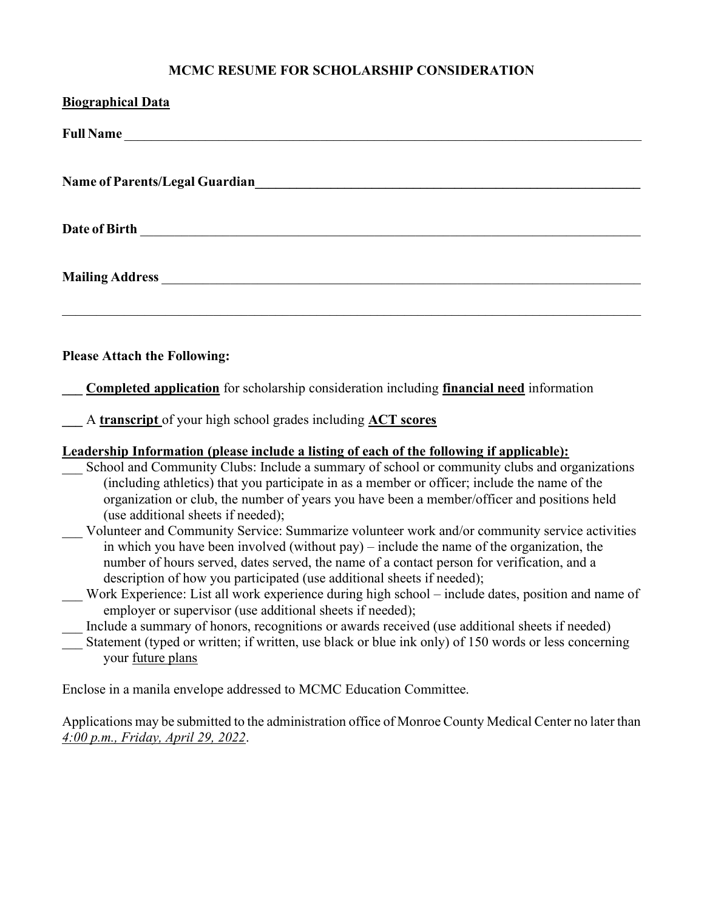# MCMC RESUME FOR SCHOLARSHIP CONSIDERATION

**Biographical Data**

**Full Name** ____________________________________________________________________

**Name of Parents/Legal Guardian**_______________________________________________

**Date of Birth** __________________________________________________________________

**Mailing Address** ________________________________________________________________

______________________________________________________________________________

**Please Attach the Following:**

___ **Completed application** for scholarship consideration including **financial need** information

___ A **transcript** of your high school grades including **ACT scores**

**Leadership Information (please include a listing of each of the following if applicable):**

___ School and Community Clubs: Include a summary of school or community clubs and organizations (including athletics) that you participate in as a member or officer; include the name of the organization or club, the number of years you have been a member/officer and positions held (use additional sheets if needed);

___ Volunteer and Community Service: Summarize volunteer work and/or community service activities in which you have been involved (without pay) – include the name of the organization, the number of hours served, dates served, the name of a contact person for verification, and a description of how you participated (use additional sheets if needed);

___ Work Experience: List all work experience during high school – include dates, position and name of employer or supervisor (use additional sheets if needed);

___ Include a summary of honors, recognitions or awards received (use additional sheets if needed)

___ Statement (typed or written; if written, use black or blue ink only) of 150 words or less concerning your future plans

Enclose in a manila envelope addressed to MCMC Education Committee.

Applications may be submitted to the administration office of Monroe County Medical Center no later than *4:00 p.m., Friday, April 29, 2022*.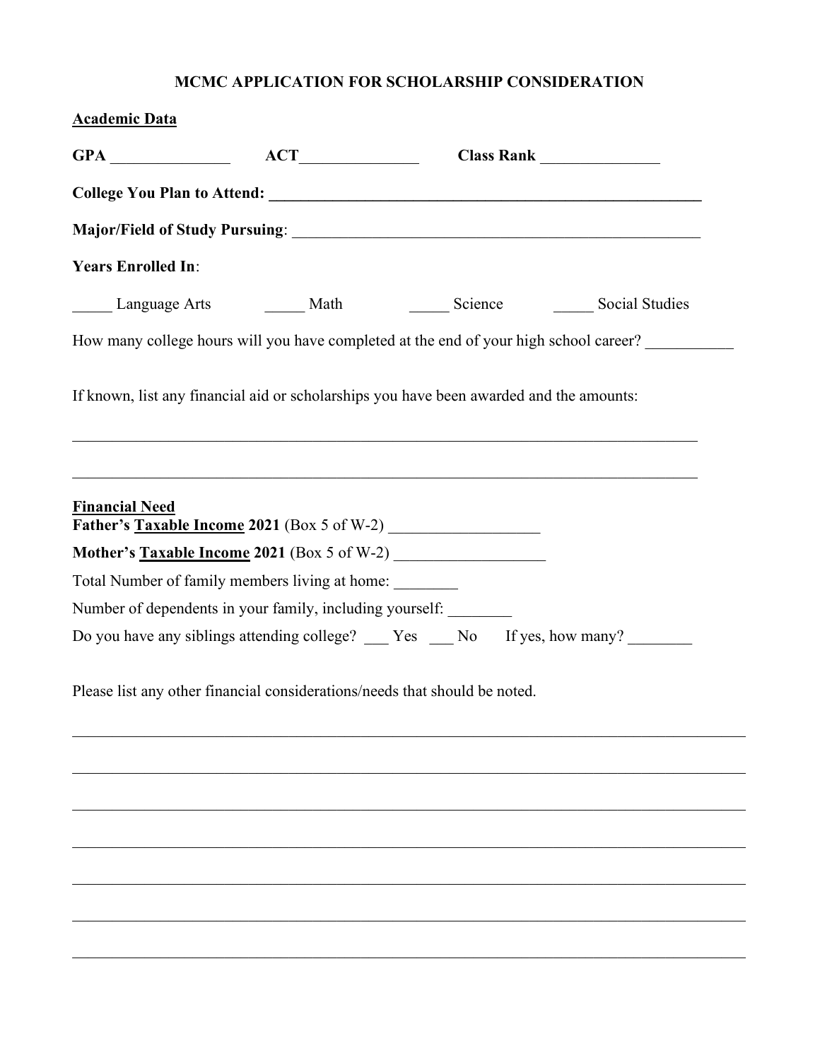**MCMC APPLICATION FOR SCHOLARSHIP CONSIDERATION**

__Academic Data__

**GPA** _______________ **ACT**_______________ **Class Rank** _______________

**College You Plan to Attend:** _________________________________________________________

**Major/Field of Study Pursuing**: ____________________________________________________

**Years Enrolled In**:

_____ Language Arts _____ Math _____ Science _____ Social Studies

How many college hours will you have completed at the end of your high school career? ___________

If known, list any financial aid or scholarships you have been awarded and the amounts:

______________________________________________________________________________

______________________________________________________________________________

__Financial Need__

**Father's __Taxable Income__ 2021** (Box 5 of W-2) ___________________

**Mother's __Taxable Income__ 2021** (Box 5 of W-2) ___________________

Total Number of family members living at home: ________

Number of dependents in your family, including yourself: ________

Do you have any siblings attending college? ___ Yes ___ No If yes, how many? ________

Please list any other financial considerations/needs that should be noted.

______________________________________________________________________________

______________________________________________________________________________

______________________________________________________________________________

______________________________________________________________________________

______________________________________________________________________________

______________________________________________________________________________

______________________________________________________________________________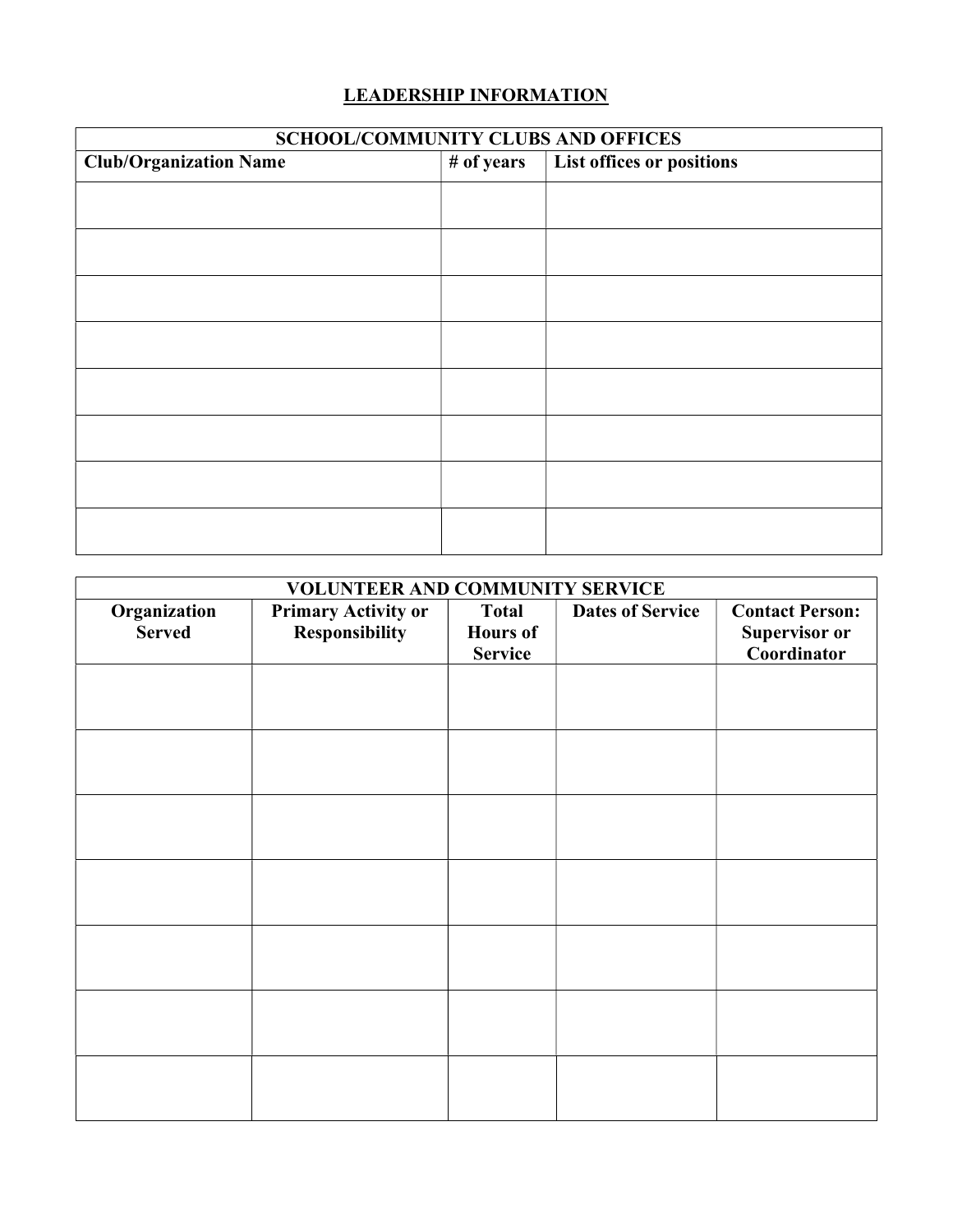## LEADERSHIP INFORMATION

| SCHOOL/COMMUNITY CLUBS AND OFFICES | | |
|---|---|---|
| **Club/Organization Name** | **# of years** | **List offices or positions** |
| | | |
| | | |
| | | |
| | | |
| | | |
| | | |
| | | |
| | | |

| VOLUNTEER AND COMMUNITY SERVICE | | | | |
|---|---|---|---|---|
| **Organization Served** | **Primary Activity or Responsibility** | **Total Hours of Service** | **Dates of Service** | **Contact Person: Supervisor or Coordinator** |
| | | | | |
| | | | | |
| | | | | |
| | | | | |
| | | | | |
| | | | | |
| | | | | |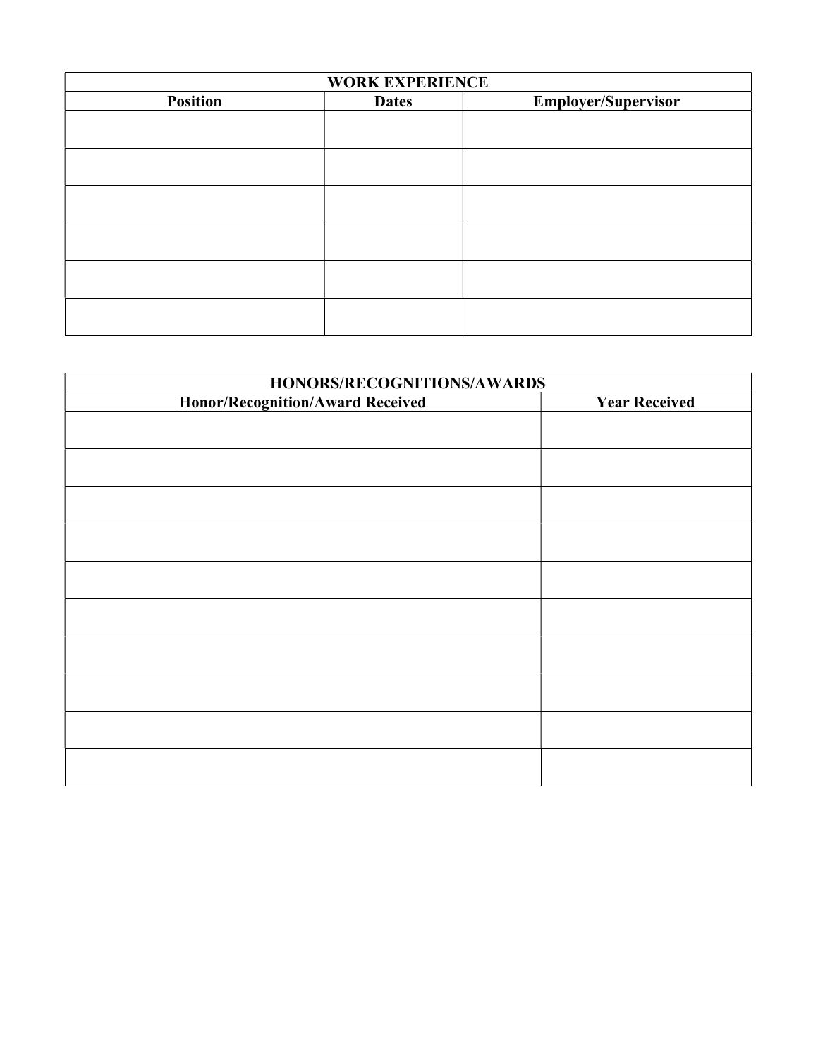| WORK EXPERIENCE | | |
|---|---|---|
| **Position** | **Dates** | **Employer/Supervisor** |
| | | |
| | | |
| | | |
| | | |
| | | |
| | | |

| HONORS/RECOGNITIONS/AWARDS | |
|---|---|
| **Honor/Recognition/Award Received** | **Year Received** |
| | |
| | |
| | |
| | |
| | |
| | |
| | |
| | |
| | |
| | |